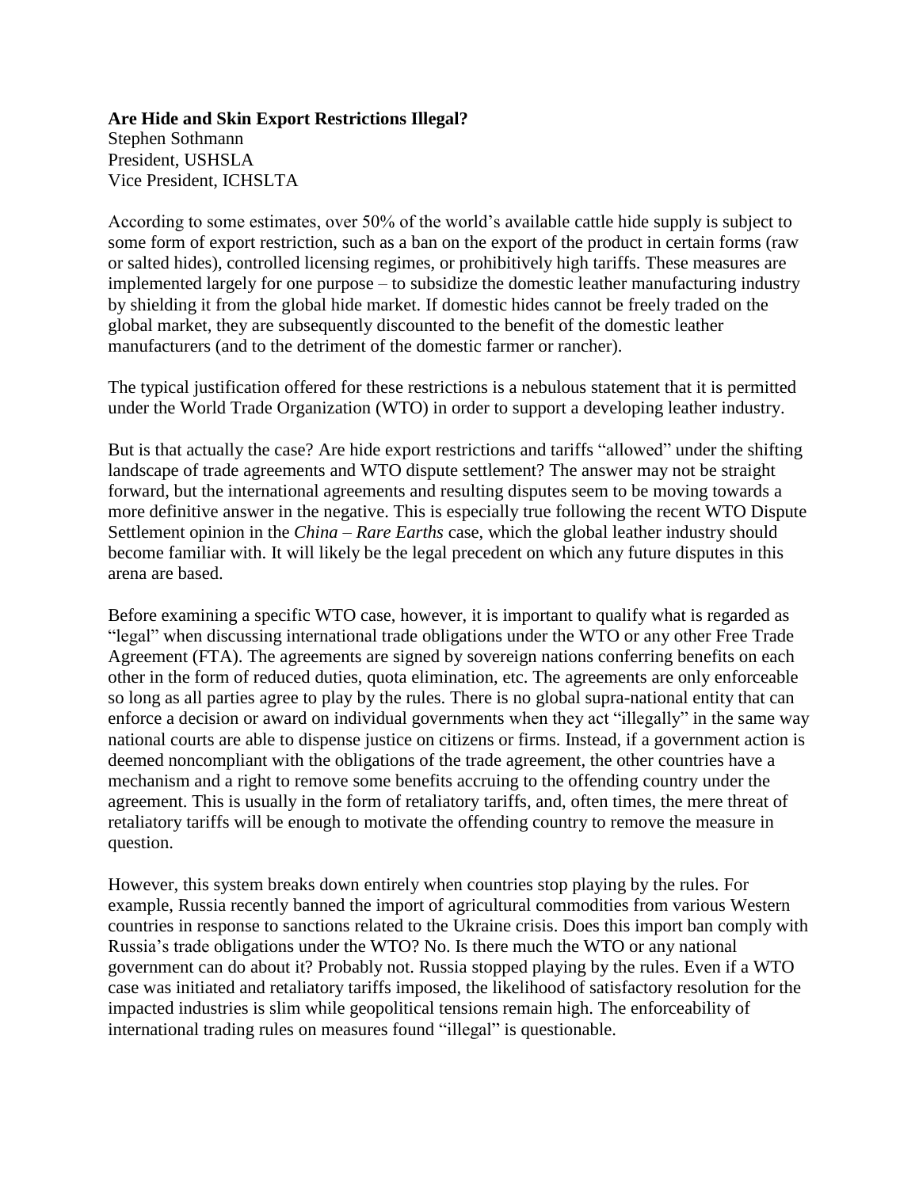**Are Hide and Skin Export Restrictions Illegal?**

Stephen Sothmann
President, USHSLA
Vice President, ICHSLTA

According to some estimates, over 50% of the world's available cattle hide supply is subject to some form of export restriction, such as a ban on the export of the product in certain forms (raw or salted hides), controlled licensing regimes, or prohibitively high tariffs. These measures are implemented largely for one purpose – to subsidize the domestic leather manufacturing industry by shielding it from the global hide market. If domestic hides cannot be freely traded on the global market, they are subsequently discounted to the benefit of the domestic leather manufacturers (and to the detriment of the domestic farmer or rancher).

The typical justification offered for these restrictions is a nebulous statement that it is permitted under the World Trade Organization (WTO) in order to support a developing leather industry.

But is that actually the case? Are hide export restrictions and tariffs "allowed" under the shifting landscape of trade agreements and WTO dispute settlement? The answer may not be straight forward, but the international agreements and resulting disputes seem to be moving towards a more definitive answer in the negative. This is especially true following the recent WTO Dispute Settlement opinion in the *China – Rare Earths* case, which the global leather industry should become familiar with. It will likely be the legal precedent on which any future disputes in this arena are based.

Before examining a specific WTO case, however, it is important to qualify what is regarded as "legal" when discussing international trade obligations under the WTO or any other Free Trade Agreement (FTA). The agreements are signed by sovereign nations conferring benefits on each other in the form of reduced duties, quota elimination, etc. The agreements are only enforceable so long as all parties agree to play by the rules. There is no global supra-national entity that can enforce a decision or award on individual governments when they act "illegally" in the same way national courts are able to dispense justice on citizens or firms. Instead, if a government action is deemed noncompliant with the obligations of the trade agreement, the other countries have a mechanism and a right to remove some benefits accruing to the offending country under the agreement. This is usually in the form of retaliatory tariffs, and, often times, the mere threat of retaliatory tariffs will be enough to motivate the offending country to remove the measure in question.

However, this system breaks down entirely when countries stop playing by the rules. For example, Russia recently banned the import of agricultural commodities from various Western countries in response to sanctions related to the Ukraine crisis. Does this import ban comply with Russia's trade obligations under the WTO? No. Is there much the WTO or any national government can do about it? Probably not. Russia stopped playing by the rules. Even if a WTO case was initiated and retaliatory tariffs imposed, the likelihood of satisfactory resolution for the impacted industries is slim while geopolitical tensions remain high. The enforceability of international trading rules on measures found "illegal" is questionable.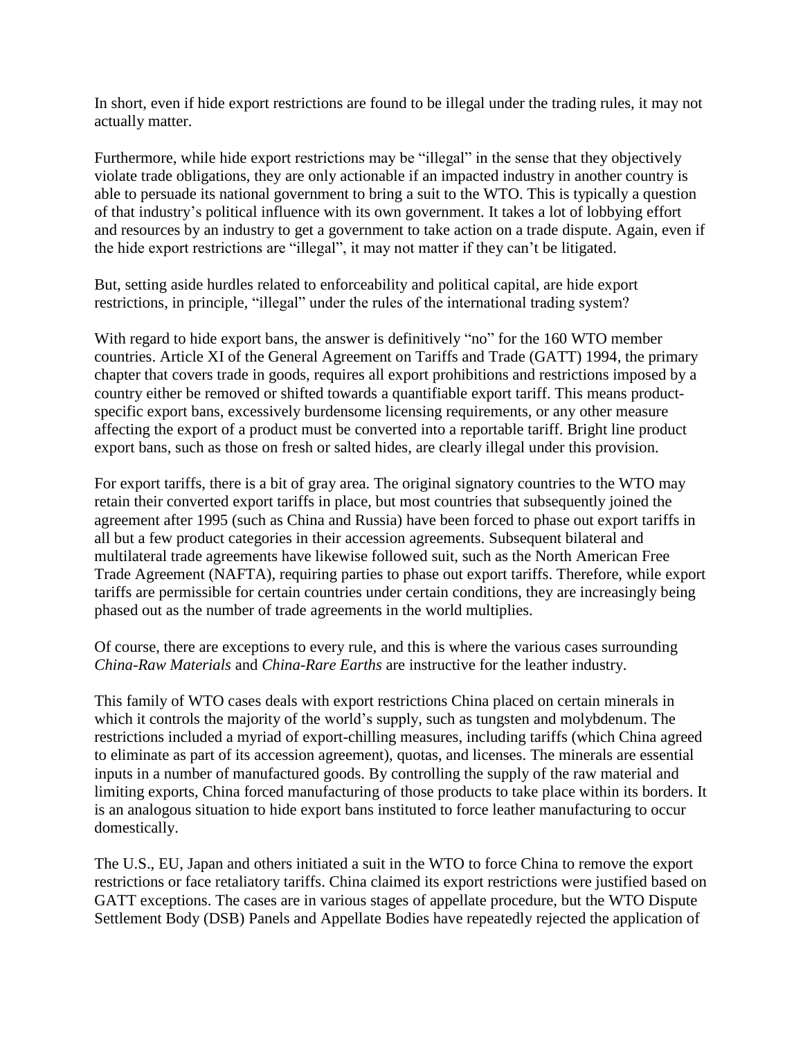In short, even if hide export restrictions are found to be illegal under the trading rules, it may not actually matter.

Furthermore, while hide export restrictions may be "illegal" in the sense that they objectively violate trade obligations, they are only actionable if an impacted industry in another country is able to persuade its national government to bring a suit to the WTO. This is typically a question of that industry's political influence with its own government. It takes a lot of lobbying effort and resources by an industry to get a government to take action on a trade dispute. Again, even if the hide export restrictions are "illegal", it may not matter if they can't be litigated.

But, setting aside hurdles related to enforceability and political capital, are hide export restrictions, in principle, "illegal" under the rules of the international trading system?

With regard to hide export bans, the answer is definitively "no" for the 160 WTO member countries. Article XI of the General Agreement on Tariffs and Trade (GATT) 1994, the primary chapter that covers trade in goods, requires all export prohibitions and restrictions imposed by a country either be removed or shifted towards a quantifiable export tariff. This means product-specific export bans, excessively burdensome licensing requirements, or any other measure affecting the export of a product must be converted into a reportable tariff. Bright line product export bans, such as those on fresh or salted hides, are clearly illegal under this provision.

For export tariffs, there is a bit of gray area. The original signatory countries to the WTO may retain their converted export tariffs in place, but most countries that subsequently joined the agreement after 1995 (such as China and Russia) have been forced to phase out export tariffs in all but a few product categories in their accession agreements. Subsequent bilateral and multilateral trade agreements have likewise followed suit, such as the North American Free Trade Agreement (NAFTA), requiring parties to phase out export tariffs. Therefore, while export tariffs are permissible for certain countries under certain conditions, they are increasingly being phased out as the number of trade agreements in the world multiplies.

Of course, there are exceptions to every rule, and this is where the various cases surrounding *China-Raw Materials* and *China-Rare Earths* are instructive for the leather industry.

This family of WTO cases deals with export restrictions China placed on certain minerals in which it controls the majority of the world's supply, such as tungsten and molybdenum. The restrictions included a myriad of export-chilling measures, including tariffs (which China agreed to eliminate as part of its accession agreement), quotas, and licenses. The minerals are essential inputs in a number of manufactured goods. By controlling the supply of the raw material and limiting exports, China forced manufacturing of those products to take place within its borders. It is an analogous situation to hide export bans instituted to force leather manufacturing to occur domestically.

The U.S., EU, Japan and others initiated a suit in the WTO to force China to remove the export restrictions or face retaliatory tariffs. China claimed its export restrictions were justified based on GATT exceptions. The cases are in various stages of appellate procedure, but the WTO Dispute Settlement Body (DSB) Panels and Appellate Bodies have repeatedly rejected the application of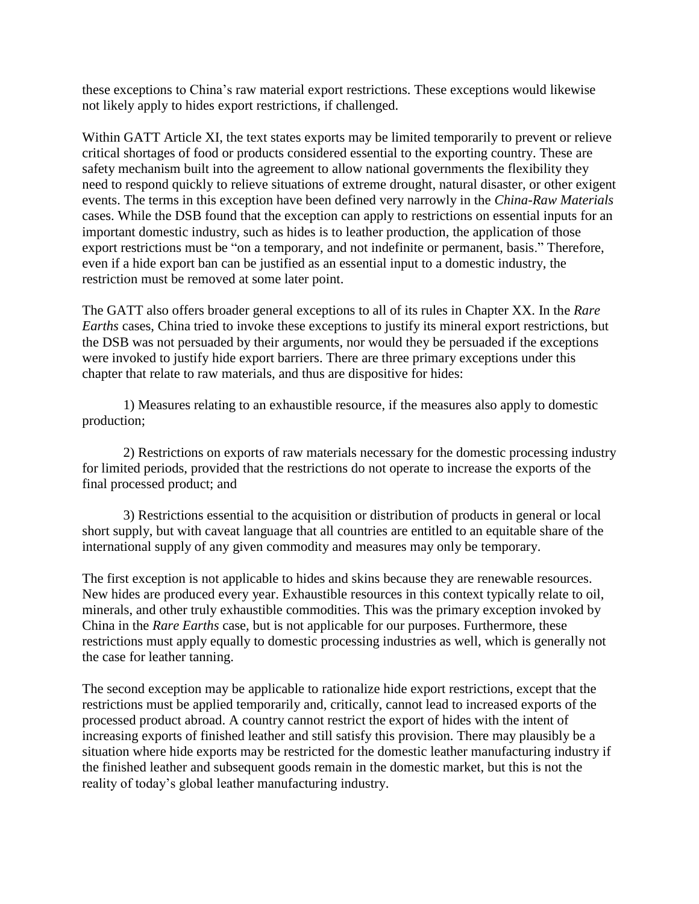these exceptions to China's raw material export restrictions. These exceptions would likewise not likely apply to hides export restrictions, if challenged.

Within GATT Article XI, the text states exports may be limited temporarily to prevent or relieve critical shortages of food or products considered essential to the exporting country. These are safety mechanism built into the agreement to allow national governments the flexibility they need to respond quickly to relieve situations of extreme drought, natural disaster, or other exigent events. The terms in this exception have been defined very narrowly in the *China-Raw Materials* cases. While the DSB found that the exception can apply to restrictions on essential inputs for an important domestic industry, such as hides is to leather production, the application of those export restrictions must be "on a temporary, and not indefinite or permanent, basis." Therefore, even if a hide export ban can be justified as an essential input to a domestic industry, the restriction must be removed at some later point.

The GATT also offers broader general exceptions to all of its rules in Chapter XX. In the *Rare Earths* cases, China tried to invoke these exceptions to justify its mineral export restrictions, but the DSB was not persuaded by their arguments, nor would they be persuaded if the exceptions were invoked to justify hide export barriers. There are three primary exceptions under this chapter that relate to raw materials, and thus are dispositive for hides:

1) Measures relating to an exhaustible resource, if the measures also apply to domestic production;

2) Restrictions on exports of raw materials necessary for the domestic processing industry for limited periods, provided that the restrictions do not operate to increase the exports of the final processed product; and

3) Restrictions essential to the acquisition or distribution of products in general or local short supply, but with caveat language that all countries are entitled to an equitable share of the international supply of any given commodity and measures may only be temporary.

The first exception is not applicable to hides and skins because they are renewable resources. New hides are produced every year. Exhaustible resources in this context typically relate to oil, minerals, and other truly exhaustible commodities. This was the primary exception invoked by China in the *Rare Earths* case, but is not applicable for our purposes. Furthermore, these restrictions must apply equally to domestic processing industries as well, which is generally not the case for leather tanning.

The second exception may be applicable to rationalize hide export restrictions, except that the restrictions must be applied temporarily and, critically, cannot lead to increased exports of the processed product abroad. A country cannot restrict the export of hides with the intent of increasing exports of finished leather and still satisfy this provision. There may plausibly be a situation where hide exports may be restricted for the domestic leather manufacturing industry if the finished leather and subsequent goods remain in the domestic market, but this is not the reality of today's global leather manufacturing industry.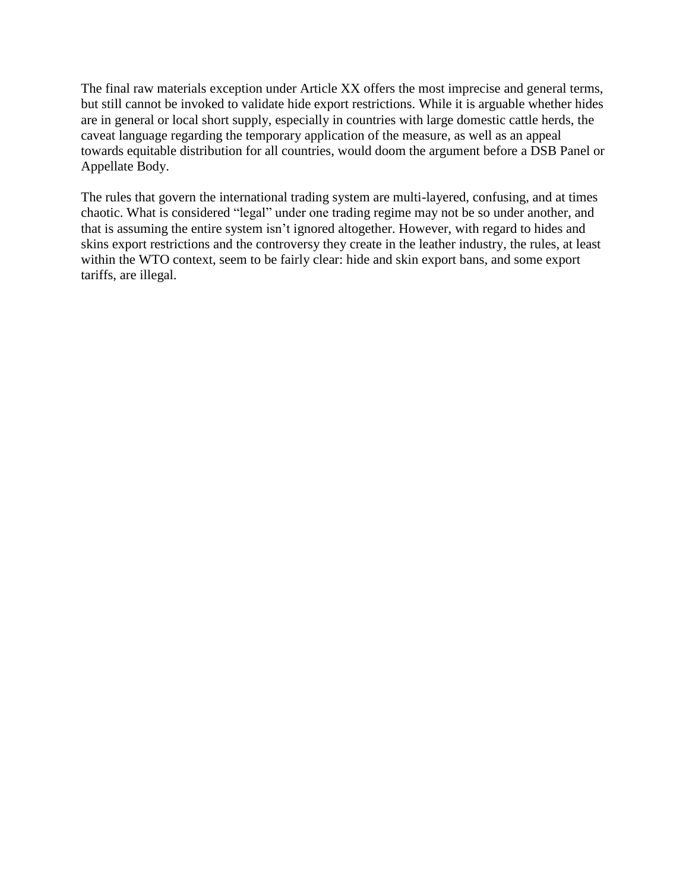The final raw materials exception under Article XX offers the most imprecise and general terms, but still cannot be invoked to validate hide export restrictions. While it is arguable whether hides are in general or local short supply, especially in countries with large domestic cattle herds, the caveat language regarding the temporary application of the measure, as well as an appeal towards equitable distribution for all countries, would doom the argument before a DSB Panel or Appellate Body.

The rules that govern the international trading system are multi-layered, confusing, and at times chaotic. What is considered "legal" under one trading regime may not be so under another, and that is assuming the entire system isn't ignored altogether. However, with regard to hides and skins export restrictions and the controversy they create in the leather industry, the rules, at least within the WTO context, seem to be fairly clear: hide and skin export bans, and some export tariffs, are illegal.